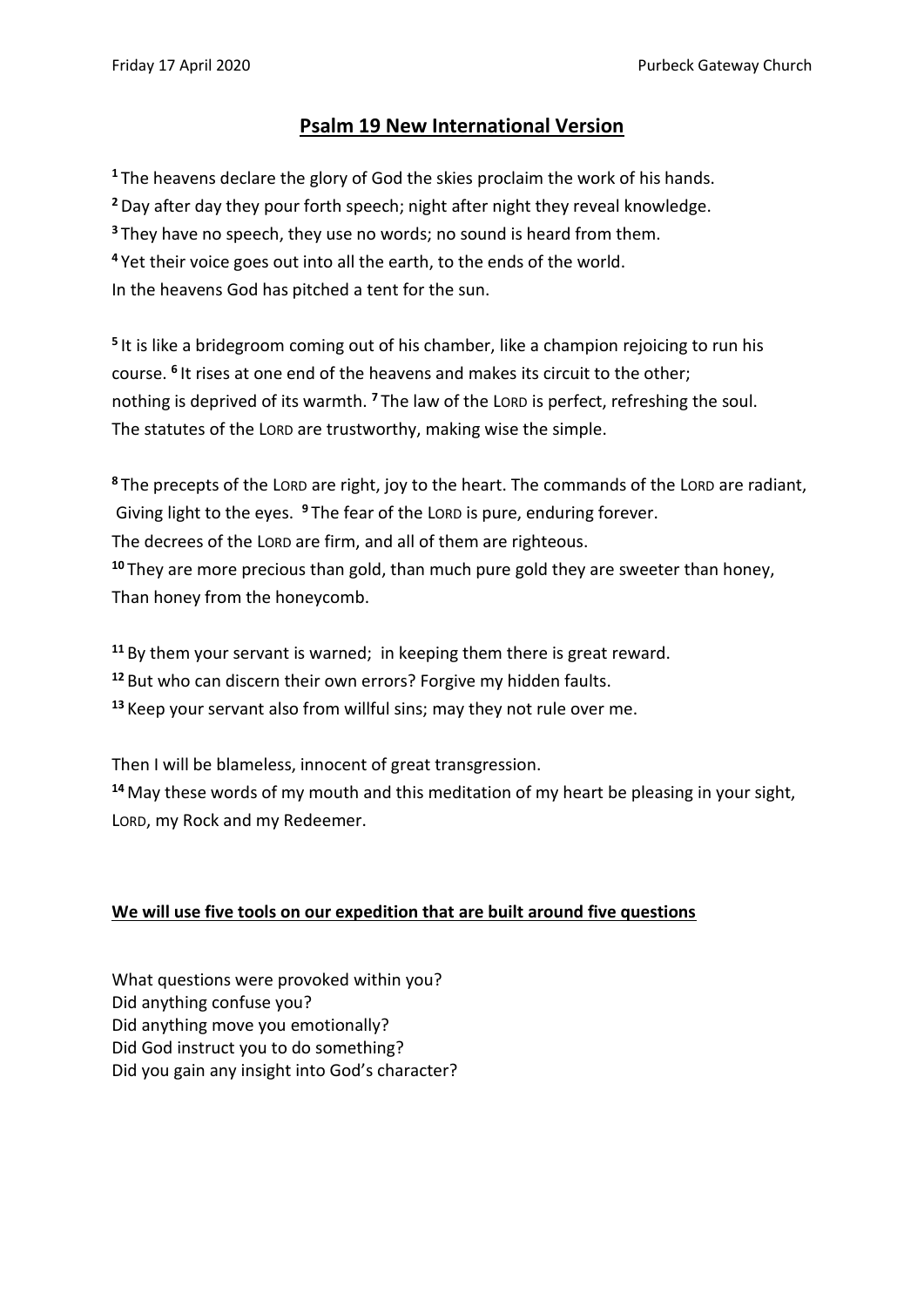# Psalm 19 New International Version

[1] The heavens declare the glory of God the skies proclaim the work of his hands.
[2] Day after day they pour forth speech; night after night they reveal knowledge.
[3] They have no speech, they use no words; no sound is heard from them.
[4] Yet their voice goes out into all the earth, to the ends of the world.
In the heavens God has pitched a tent for the sun.

[5] It is like a bridegroom coming out of his chamber, like a champion rejoicing to run his course. [6] It rises at one end of the heavens and makes its circuit to the other;
nothing is deprived of its warmth. [7] The law of the LORD is perfect, refreshing the soul.
The statutes of the LORD are trustworthy, making wise the simple.

[8] The precepts of the LORD are right, joy to the heart. The commands of the LORD are radiant, Giving light to the eyes. [9] The fear of the LORD is pure, enduring forever.
The decrees of the LORD are firm, and all of them are righteous.
[10] They are more precious than gold, than much pure gold they are sweeter than honey, Than honey from the honeycomb.

[11] By them your servant is warned; in keeping them there is great reward.
[12] But who can discern their own errors? Forgive my hidden faults.
[13] Keep your servant also from willful sins; may they not rule over me.

Then I will be blameless, innocent of great transgression.
[14] May these words of my mouth and this meditation of my heart be pleasing in your sight, LORD, my Rock and my Redeemer.

**We will use five tools on our expedition that are built around five questions**

What questions were provoked within you?
Did anything confuse you?
Did anything move you emotionally?
Did God instruct you to do something?
Did you gain any insight into God's character?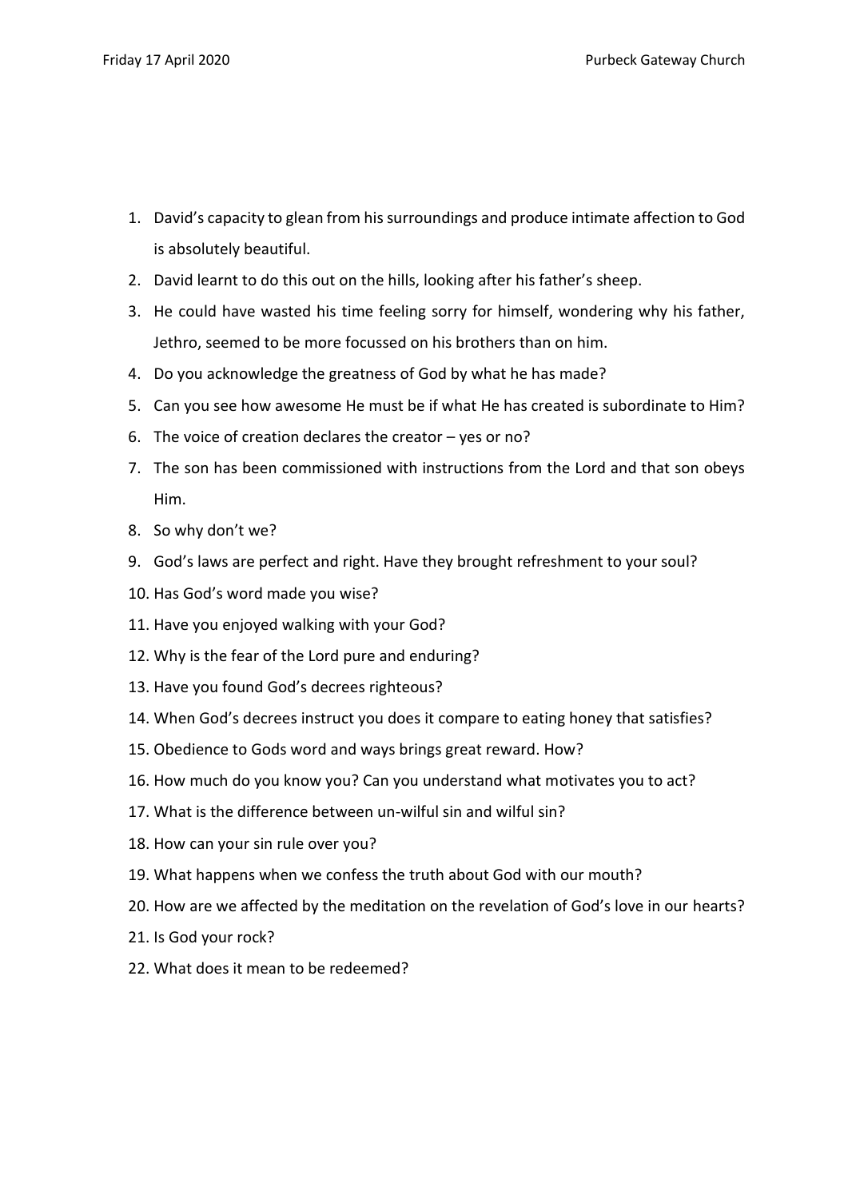1. David's capacity to glean from his surroundings and produce intimate affection to God is absolutely beautiful.
2. David learnt to do this out on the hills, looking after his father's sheep.
3. He could have wasted his time feeling sorry for himself, wondering why his father, Jethro, seemed to be more focussed on his brothers than on him.
4. Do you acknowledge the greatness of God by what he has made?
5. Can you see how awesome He must be if what He has created is subordinate to Him?
6. The voice of creation declares the creator – yes or no?
7. The son has been commissioned with instructions from the Lord and that son obeys Him.
8. So why don't we?
9. God's laws are perfect and right. Have they brought refreshment to your soul?
10. Has God's word made you wise?
11. Have you enjoyed walking with your God?
12. Why is the fear of the Lord pure and enduring?
13. Have you found God's decrees righteous?
14. When God's decrees instruct you does it compare to eating honey that satisfies?
15. Obedience to Gods word and ways brings great reward. How?
16. How much do you know you? Can you understand what motivates you to act?
17. What is the difference between un-wilful sin and wilful sin?
18. How can your sin rule over you?
19. What happens when we confess the truth about God with our mouth?
20. How are we affected by the meditation on the revelation of God's love in our hearts?
21. Is God your rock?
22. What does it mean to be redeemed?